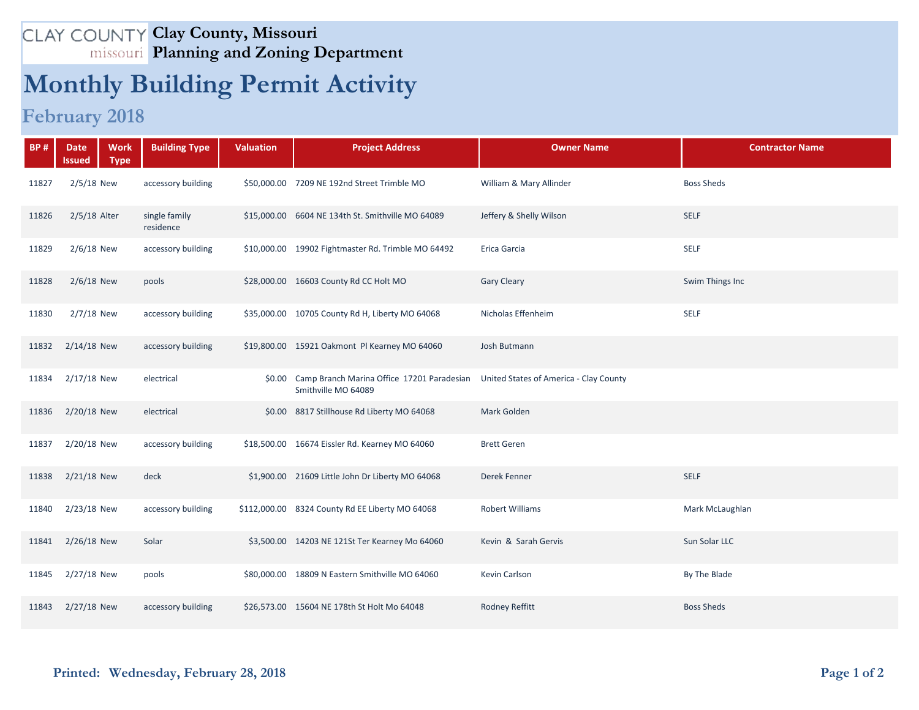CLAY COUNTY missouri

# Clay County, Missouri
## Planning and Zoning Department

# Monthly Building Permit Activity

## February 2018

| BP # | Date Issued | Work Type | Building Type | Valuation | Project Address | Owner Name | Contractor Name |
|---|---|---|---|---|---|---|---|
| 11827 | 2/5/18 | New | accessory building | $50,000.00 | 7209 NE 192nd Street Trimble MO | William & Mary Allinder | Boss Sheds |
| 11826 | 2/5/18 | Alter | single family residence | $15,000.00 | 6604 NE 134th St. Smithville MO 64089 | Jeffery & Shelly Wilson | SELF |
| 11829 | 2/6/18 | New | accessory building | $10,000.00 | 19902 Fightmaster Rd. Trimble MO 64492 | Erica Garcia | SELF |
| 11828 | 2/6/18 | New | pools | $28,000.00 | 16603 County Rd CC Holt MO | Gary Cleary | Swim Things Inc |
| 11830 | 2/7/18 | New | accessory building | $35,000.00 | 10705 County Rd H, Liberty MO 64068 | Nicholas Effenheim | SELF |
| 11832 | 2/14/18 | New | accessory building | $19,800.00 | 15921 Oakmont Pl Kearney MO 64060 | Josh Butmann | |
| 11834 | 2/17/18 | New | electrical | $0.00 | Camp Branch Marina Office 17201 Paradesian Smithville MO 64089 | United States of America - Clay County | |
| 11836 | 2/20/18 | New | electrical | $0.00 | 8817 Stillhouse Rd Liberty MO 64068 | Mark Golden | |
| 11837 | 2/20/18 | New | accessory building | $18,500.00 | 16674 Eissler Rd. Kearney MO 64060 | Brett Geren | |
| 11838 | 2/21/18 | New | deck | $1,900.00 | 21609 Little John Dr Liberty MO 64068 | Derek Fenner | SELF |
| 11840 | 2/23/18 | New | accessory building | $112,000.00 | 8324 County Rd EE Liberty MO 64068 | Robert Williams | Mark McLaughlan |
| 11841 | 2/26/18 | New | Solar | $3,500.00 | 14203 NE 121St Ter Kearney Mo 64060 | Kevin & Sarah Gervis | Sun Solar LLC |
| 11845 | 2/27/18 | New | pools | $80,000.00 | 18809 N Eastern Smithville MO 64060 | Kevin Carlson | By The Blade |
| 11843 | 2/27/18 | New | accessory building | $26,573.00 | 15604 NE 178th St Holt Mo 64048 | Rodney Reffitt | Boss Sheds |

**Printed: Wednesday, February 28, 2018**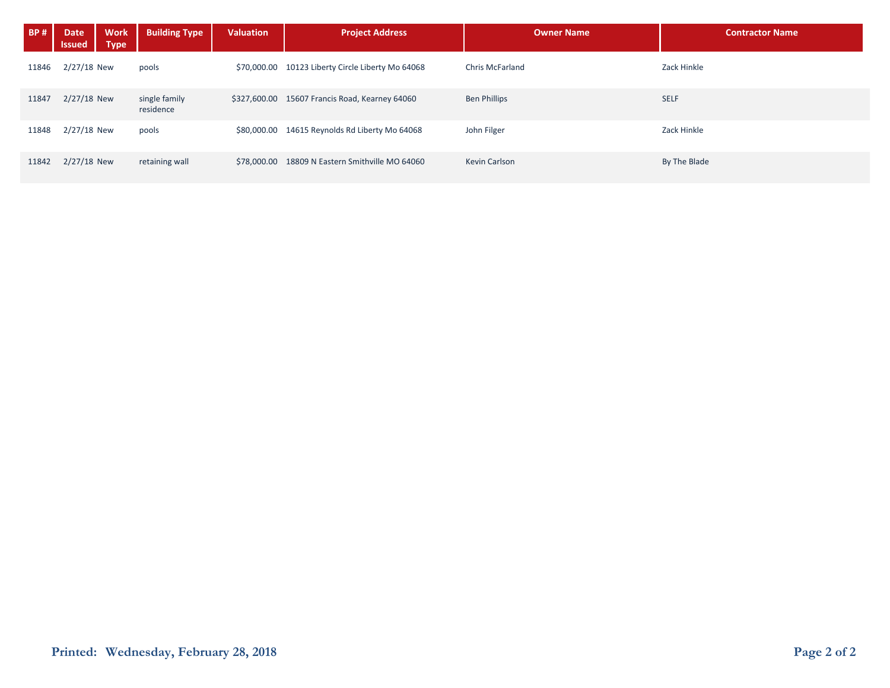| BP # | Date Issued | Work Type | Building Type | Valuation | Project Address | Owner Name | Contractor Name |
|---|---|---|---|---|---|---|---|
| 11846 | 2/27/18 | New | pools | $70,000.00 | 10123 Liberty Circle Liberty Mo 64068 | Chris McFarland | Zack Hinkle |
| 11847 | 2/27/18 | New | single family residence | $327,600.00 | 15607 Francis Road, Kearney 64060 | Ben Phillips | SELF |
| 11848 | 2/27/18 | New | pools | $80,000.00 | 14615 Reynolds Rd Liberty Mo 64068 | John Filger | Zack Hinkle |
| 11842 | 2/27/18 | New | retaining wall | $78,000.00 | 18809 N Eastern Smithville MO 64060 | Kevin Carlson | By The Blade |

**Printed: Wednesday, February 28, 2018**